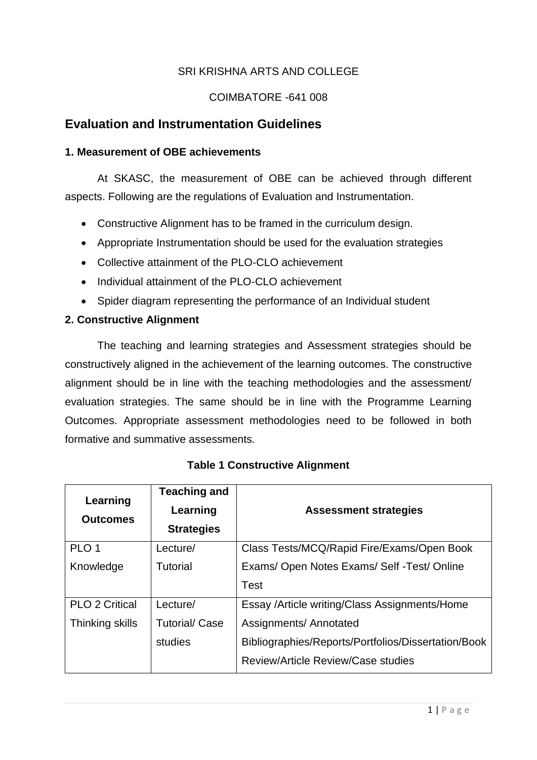SRI KRISHNA ARTS AND COLLEGE

COIMBATORE -641 008

## Evaluation and Instrumentation Guidelines

### 1. Measurement of OBE achievements

At SKASC, the measurement of OBE can be achieved through different aspects. Following are the regulations of Evaluation and Instrumentation.

- Constructive Alignment has to be framed in the curriculum design.
- Appropriate Instrumentation should be used for the evaluation strategies
- Collective attainment of the PLO-CLO achievement
- Individual attainment of the PLO-CLO achievement
- Spider diagram representing the performance of an Individual student

### 2. Constructive Alignment

The teaching and learning strategies and Assessment strategies should be constructively aligned in the achievement of the learning outcomes. The constructive alignment should be in line with the teaching methodologies and the assessment/ evaluation strategies. The same should be in line with the Programme Learning Outcomes. Appropriate assessment methodologies need to be followed in both formative and summative assessments.

**Table 1 Constructive Alignment**

| Learning Outcomes | Teaching and Learning Strategies | Assessment strategies |
|---|---|---|
| PLO 1 Knowledge | Lecture/ Tutorial | Class Tests/MCQ/Rapid Fire/Exams/Open Book Exams/ Open Notes Exams/ Self -Test/ Online Test |
| PLO 2 Critical Thinking skills | Lecture/ Tutorial/ Case studies | Essay /Article writing/Class Assignments/Home Assignments/ Annotated Bibliographies/Reports/Portfolios/Dissertation/Book Review/Article Review/Case studies |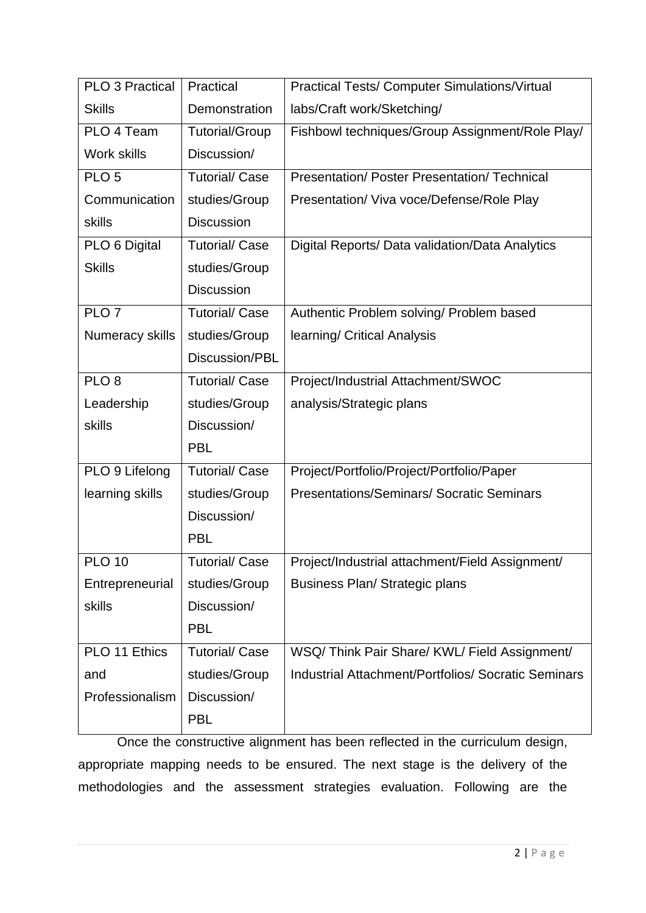| PLO 3 Practical Skills | Practical Demonstration | Practical Tests/ Computer Simulations/Virtual labs/Craft work/Sketching/ |
|---|---|---|
| PLO 4 Team Work skills | Tutorial/Group Discussion/ | Fishbowl techniques/Group Assignment/Role Play/ |
| PLO 5 Communication skills | Tutorial/ Case studies/Group Discussion | Presentation/ Poster Presentation/ Technical Presentation/ Viva voce/Defense/Role Play |
| PLO 6 Digital Skills | Tutorial/ Case studies/Group Discussion | Digital Reports/ Data validation/Data Analytics |
| PLO 7 Numeracy skills | Tutorial/ Case studies/Group Discussion/PBL | Authentic Problem solving/ Problem based learning/ Critical Analysis |
| PLO 8 Leadership skills | Tutorial/ Case studies/Group Discussion/ PBL | Project/Industrial Attachment/SWOC analysis/Strategic plans |
| PLO 9 Lifelong learning skills | Tutorial/ Case studies/Group Discussion/ PBL | Project/Portfolio/Project/Portfolio/Paper Presentations/Seminars/ Socratic Seminars |
| PLO 10 Entrepreneurial skills | Tutorial/ Case studies/Group Discussion/ PBL | Project/Industrial attachment/Field Assignment/ Business Plan/ Strategic plans |
| PLO 11 Ethics and Professionalism | Tutorial/ Case studies/Group Discussion/ PBL | WSQ/ Think Pair Share/ KWL/ Field Assignment/ Industrial Attachment/Portfolios/ Socratic Seminars |

Once the constructive alignment has been reflected in the curriculum design, appropriate mapping needs to be ensured. The next stage is the delivery of the methodologies and the assessment strategies evaluation. Following are the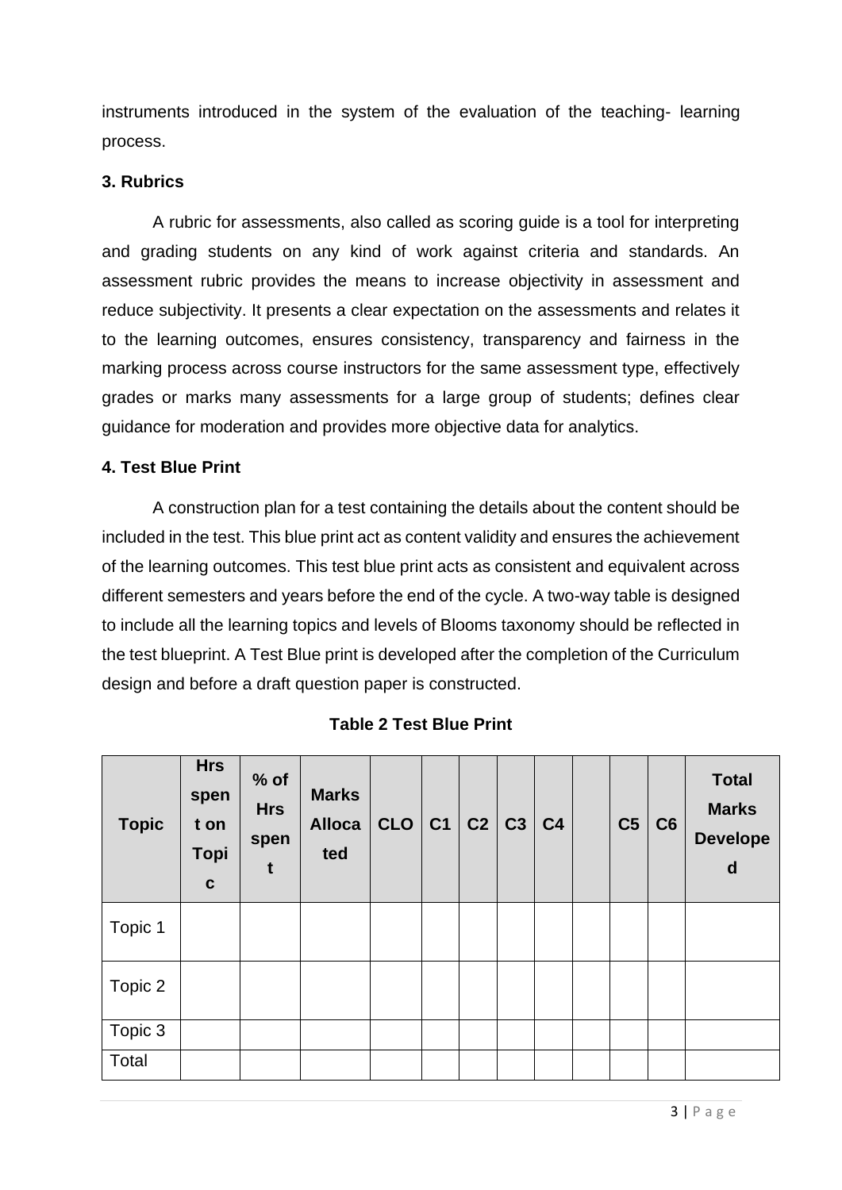instruments introduced in the system of the evaluation of the teaching- learning process.

### 3. Rubrics

A rubric for assessments, also called as scoring guide is a tool for interpreting and grading students on any kind of work against criteria and standards. An assessment rubric provides the means to increase objectivity in assessment and reduce subjectivity. It presents a clear expectation on the assessments and relates it to the learning outcomes, ensures consistency, transparency and fairness in the marking process across course instructors for the same assessment type, effectively grades or marks many assessments for a large group of students; defines clear guidance for moderation and provides more objective data for analytics.

### 4. Test Blue Print

A construction plan for a test containing the details about the content should be included in the test. This blue print act as content validity and ensures the achievement of the learning outcomes. This test blue print acts as consistent and equivalent across different semesters and years before the end of the cycle. A two-way table is designed to include all the learning topics and levels of Blooms taxonomy should be reflected in the test blueprint. A Test Blue print is developed after the completion of the Curriculum design and before a draft question paper is constructed.

**Table 2 Test Blue Print**

| Topic | Hrs spent on Topic | % of Hrs spent | Marks Allocated | CLO | C1 | C2 | C3 | C4 | | C5 | C6 | Total Marks Developed |
|---|---|---|---|---|---|---|---|---|---|---|---|---|
| Topic 1 | | | | | | | | | | | | |
| Topic 2 | | | | | | | | | | | | |
| Topic 3 | | | | | | | | | | | | |
| Total | | | | | | | | | | | | |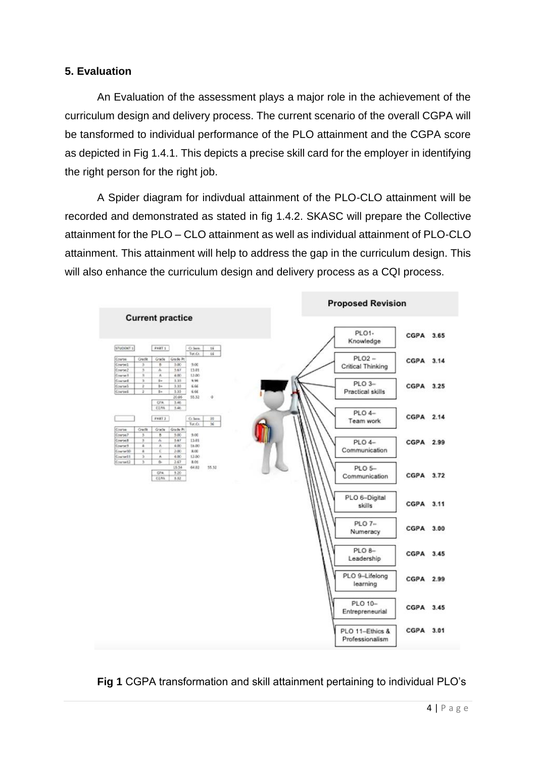**5. Evaluation**

An Evaluation of the assessment plays a major role in the achievement of the curriculum design and delivery process. The current scenario of the overall CGPA will be tansformed to individual performance of the PLO attainment and the CGPA score as depicted in Fig 1.4.1. This depicts a precise skill card for the employer in identifying the right person for the right job.

A Spider diagram for indivdual attainment of the PLO-CLO attainment will be recorded and demonstrated as stated in fig 1.4.2. SKASC will prepare the Collective attainment for the PLO – CLO attainment as well as individual attainment of PLO-CLO attainment. This attainment will help to address the gap in the curriculum design. This will also enhance the curriculum design and delivery process as a CQI process.

**Current practice**

**Proposed Revision**

| PLO | CGPA |
|---|---|
| PLO1- Knowledge | CGPA 3.65 |
| PLO2 – Critical Thinking | CGPA 3.14 |
| PLO 3– Practical skills | CGPA 3.25 |
| PLO 4– Team work | CGPA 2.14 |
| PLO 4– Communication | CGPA 2.99 |
| PLO 5– Communication | CGPA 3.72 |
| PLO 6–Digital skills | CGPA 3.11 |
| PLO 7– Numeracy | CGPA 3.00 |
| PLO 8– Leadership | CGPA 3.45 |
| PLO 9–Lifelong learning | CGPA 2.99 |
| PLO 10– Entrepreneurial | CGPA 3.45 |
| PLO 11–Ethics & Professionalism | CGPA 3.01 |

**Fig 1** CGPA transformation and skill attainment pertaining to individual PLO's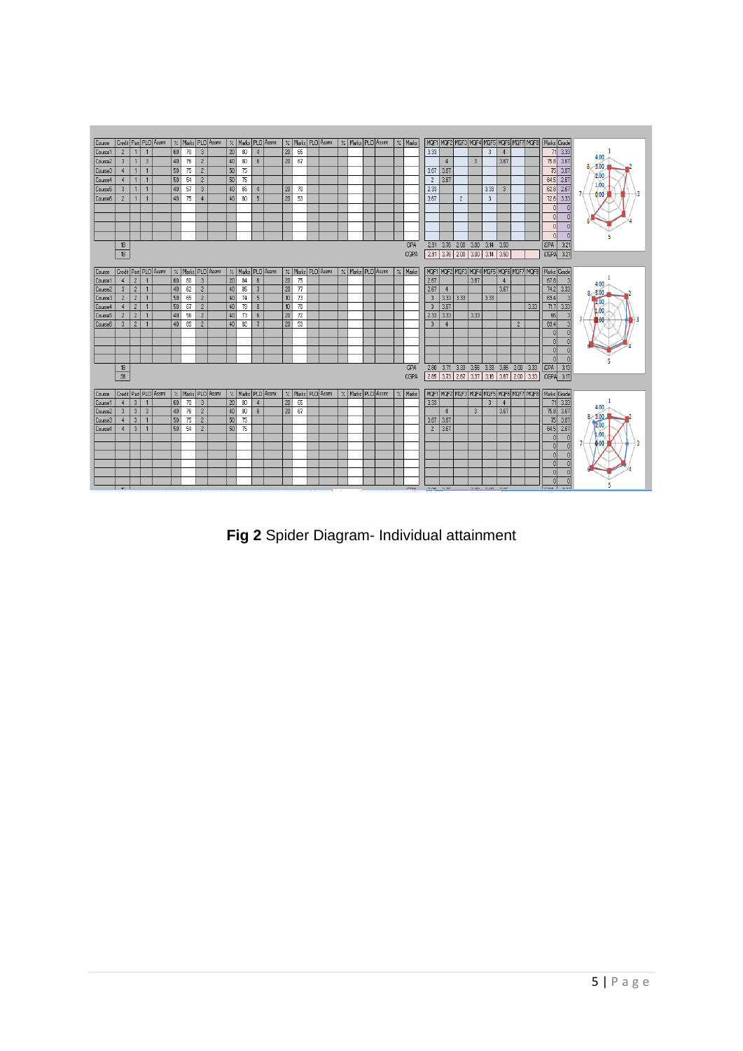**Fig 2** Spider Diagram- Individual attainment